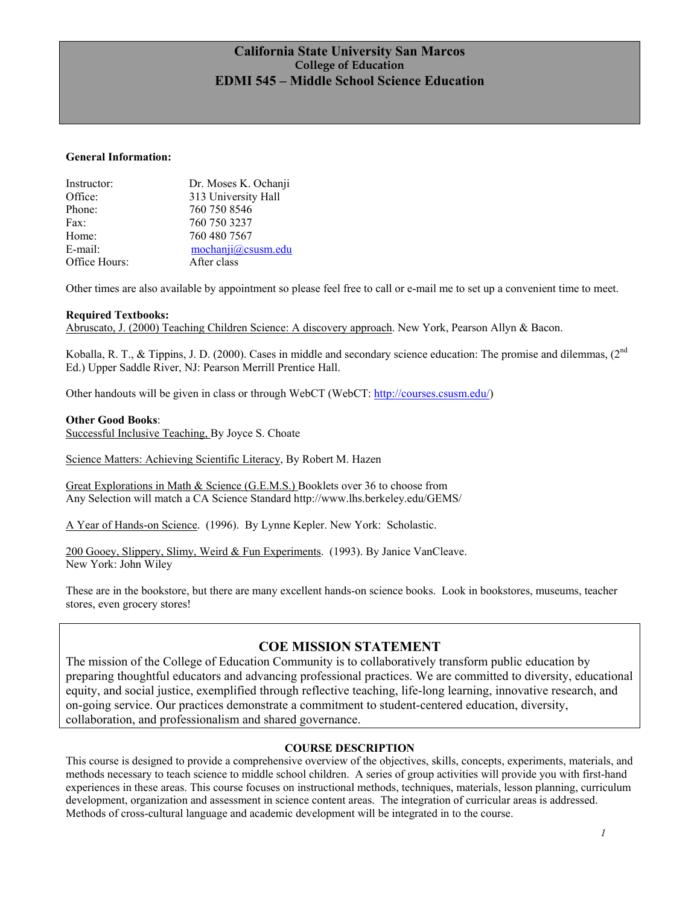# California State University San Marcos
## College of Education
## EDMI 545 – Middle School Science Education

**General Information:**

| | |
|---|---|
| Instructor: | Dr. Moses K. Ochanji |
| Office: | 313 University Hall |
| Phone: | 760 750 8546 |
| Fax: | 760 750 3237 |
| Home: | 760 480 7567 |
| E-mail: | mochanji@csusm.edu |
| Office Hours: | After class |

Other times are also available by appointment so please feel free to call or e-mail me to set up a convenient time to meet.

**Required Textbooks:**
Abruscato, J. (2000) Teaching Children Science: A discovery approach. New York, Pearson Allyn & Bacon.

Koballa, R. T., & Tippins, J. D. (2000). Cases in middle and secondary science education: The promise and dilemmas, (2nd Ed.) Upper Saddle River, NJ: Pearson Merrill Prentice Hall.

Other handouts will be given in class or through WebCT (WebCT: http://courses.csusm.edu/)

**Other Good Books**:
Successful Inclusive Teaching, By Joyce S. Choate

Science Matters: Achieving Scientific Literacy, By Robert M. Hazen

Great Explorations in Math & Science (G.E.M.S.) Booklets over 36 to choose from
Any Selection will match a CA Science Standard http://www.lhs.berkeley.edu/GEMS/

A Year of Hands-on Science. (1996). By Lynne Kepler. New York: Scholastic.

200 Gooey, Slippery, Slimy, Weird & Fun Experiments. (1993). By Janice VanCleave.
New York: John Wiley

These are in the bookstore, but there are many excellent hands-on science books. Look in bookstores, museums, teacher stores, even grocery stores!

## COE MISSION STATEMENT

The mission of the College of Education Community is to collaboratively transform public education by preparing thoughtful educators and advancing professional practices. We are committed to diversity, educational equity, and social justice, exemplified through reflective teaching, life-long learning, innovative research, and on-going service. Our practices demonstrate a commitment to student-centered education, diversity, collaboration, and professionalism and shared governance.

## COURSE DESCRIPTION

This course is designed to provide a comprehensive overview of the objectives, skills, concepts, experiments, materials, and methods necessary to teach science to middle school children. A series of group activities will provide you with first-hand experiences in these areas. This course focuses on instructional methods, techniques, materials, lesson planning, curriculum development, organization and assessment in science content areas. The integration of curricular areas is addressed. Methods of cross-cultural language and academic development will be integrated in to the course.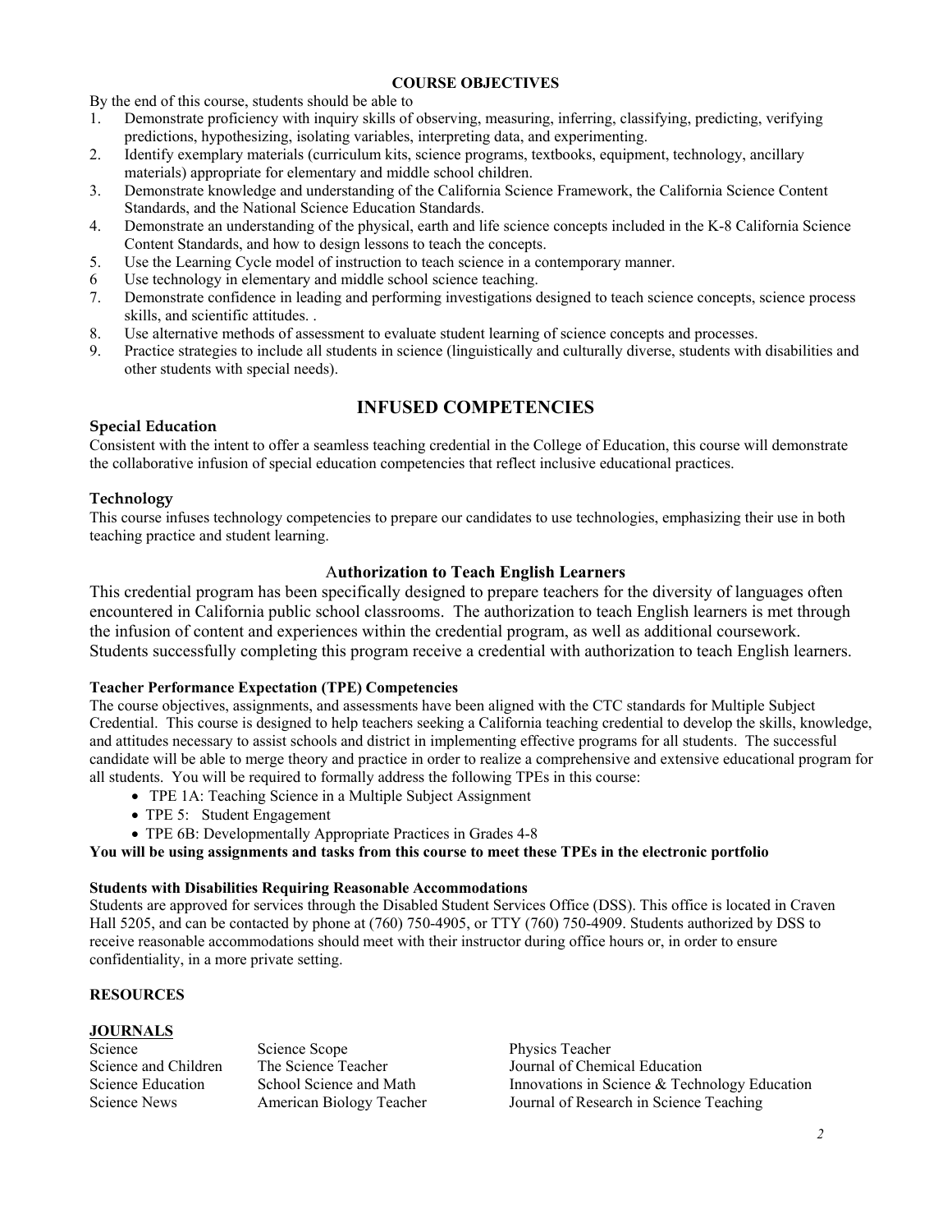**COURSE OBJECTIVES**

By the end of this course, students should be able to

1. Demonstrate proficiency with inquiry skills of observing, measuring, inferring, classifying, predicting, verifying predictions, hypothesizing, isolating variables, interpreting data, and experimenting.
2. Identify exemplary materials (curriculum kits, science programs, textbooks, equipment, technology, ancillary materials) appropriate for elementary and middle school children.
3. Demonstrate knowledge and understanding of the California Science Framework, the California Science Content Standards, and the National Science Education Standards.
4. Demonstrate an understanding of the physical, earth and life science concepts included in the K-8 California Science Content Standards, and how to design lessons to teach the concepts.
5. Use the Learning Cycle model of instruction to teach science in a contemporary manner.
6. Use technology in elementary and middle school science teaching.
7. Demonstrate confidence in leading and performing investigations designed to teach science concepts, science process skills, and scientific attitudes. .
8. Use alternative methods of assessment to evaluate student learning of science concepts and processes.
9. Practice strategies to include all students in science (linguistically and culturally diverse, students with disabilities and other students with special needs).

## INFUSED COMPETENCIES

### Special Education

Consistent with the intent to offer a seamless teaching credential in the College of Education, this course will demonstrate the collaborative infusion of special education competencies that reflect inclusive educational practices.

### Technology

This course infuses technology competencies to prepare our candidates to use technologies, emphasizing their use in both teaching practice and student learning.

### Authorization to Teach English Learners

This credential program has been specifically designed to prepare teachers for the diversity of languages often encountered in California public school classrooms. The authorization to teach English learners is met through the infusion of content and experiences within the credential program, as well as additional coursework. Students successfully completing this program receive a credential with authorization to teach English learners.

**Teacher Performance Expectation (TPE) Competencies**

The course objectives, assignments, and assessments have been aligned with the CTC standards for Multiple Subject Credential. This course is designed to help teachers seeking a California teaching credential to develop the skills, knowledge, and attitudes necessary to assist schools and district in implementing effective programs for all students. The successful candidate will be able to merge theory and practice in order to realize a comprehensive and extensive educational program for all students. You will be required to formally address the following TPEs in this course:

- TPE 1A: Teaching Science in a Multiple Subject Assignment
- TPE 5: Student Engagement
- TPE 6B: Developmentally Appropriate Practices in Grades 4-8

**You will be using assignments and tasks from this course to meet these TPEs in the electronic portfolio**

**Students with Disabilities Requiring Reasonable Accommodations**

Students are approved for services through the Disabled Student Services Office (DSS). This office is located in Craven Hall 5205, and can be contacted by phone at (760) 750-4905, or TTY (760) 750-4909. Students authorized by DSS to receive reasonable accommodations should meet with their instructor during office hours or, in order to ensure confidentiality, in a more private setting.

**RESOURCES**

**JOURNALS**

| | | |
|---|---|---|
| Science | Science Scope | Physics Teacher |
| Science and Children | The Science Teacher | Journal of Chemical Education |
| Science Education | School Science and Math | Innovations in Science & Technology Education |
| Science News | American Biology Teacher | Journal of Research in Science Teaching |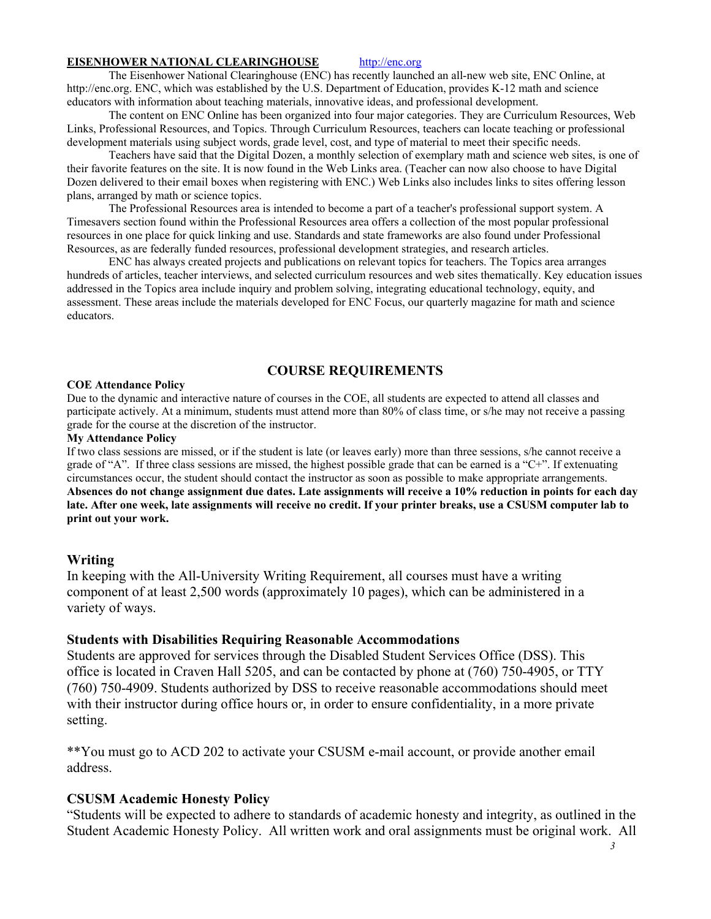**EISENHOWER NATIONAL CLEARINGHOUSE** http://enc.org

The Eisenhower National Clearinghouse (ENC) has recently launched an all-new web site, ENC Online, at http://enc.org. ENC, which was established by the U.S. Department of Education, provides K-12 math and science educators with information about teaching materials, innovative ideas, and professional development.

The content on ENC Online has been organized into four major categories. They are Curriculum Resources, Web Links, Professional Resources, and Topics. Through Curriculum Resources, teachers can locate teaching or professional development materials using subject words, grade level, cost, and type of material to meet their specific needs.

Teachers have said that the Digital Dozen, a monthly selection of exemplary math and science web sites, is one of their favorite features on the site. It is now found in the Web Links area. (Teacher can now also choose to have Digital Dozen delivered to their email boxes when registering with ENC.) Web Links also includes links to sites offering lesson plans, arranged by math or science topics.

The Professional Resources area is intended to become a part of a teacher's professional support system. A Timesavers section found within the Professional Resources area offers a collection of the most popular professional resources in one place for quick linking and use. Standards and state frameworks are also found under Professional Resources, as are federally funded resources, professional development strategies, and research articles.

ENC has always created projects and publications on relevant topics for teachers. The Topics area arranges hundreds of articles, teacher interviews, and selected curriculum resources and web sites thematically. Key education issues addressed in the Topics area include inquiry and problem solving, integrating educational technology, equity, and assessment. These areas include the materials developed for ENC Focus, our quarterly magazine for math and science educators.

## COURSE REQUIREMENTS

**COE Attendance Policy**

Due to the dynamic and interactive nature of courses in the COE, all students are expected to attend all classes and participate actively. At a minimum, students must attend more than 80% of class time, or s/he may not receive a passing grade for the course at the discretion of the instructor.

**My Attendance Policy**

If two class sessions are missed, or if the student is late (or leaves early) more than three sessions, s/he cannot receive a grade of "A". If three class sessions are missed, the highest possible grade that can be earned is a "C+". If extenuating circumstances occur, the student should contact the instructor as soon as possible to make appropriate arrangements. **Absences do not change assignment due dates. Late assignments will receive a 10% reduction in points for each day late. After one week, late assignments will receive no credit. If your printer breaks, use a CSUSM computer lab to print out your work.**

### Writing

In keeping with the All-University Writing Requirement, all courses must have a writing component of at least 2,500 words (approximately 10 pages), which can be administered in a variety of ways.

### Students with Disabilities Requiring Reasonable Accommodations

Students are approved for services through the Disabled Student Services Office (DSS). This office is located in Craven Hall 5205, and can be contacted by phone at (760) 750-4905, or TTY (760) 750-4909. Students authorized by DSS to receive reasonable accommodations should meet with their instructor during office hours or, in order to ensure confidentiality, in a more private setting.

**You must go to ACD 202 to activate your CSUSM e-mail account, or provide another email address.

### CSUSM Academic Honesty Policy

"Students will be expected to adhere to standards of academic honesty and integrity, as outlined in the Student Academic Honesty Policy. All written work and oral assignments must be original work. All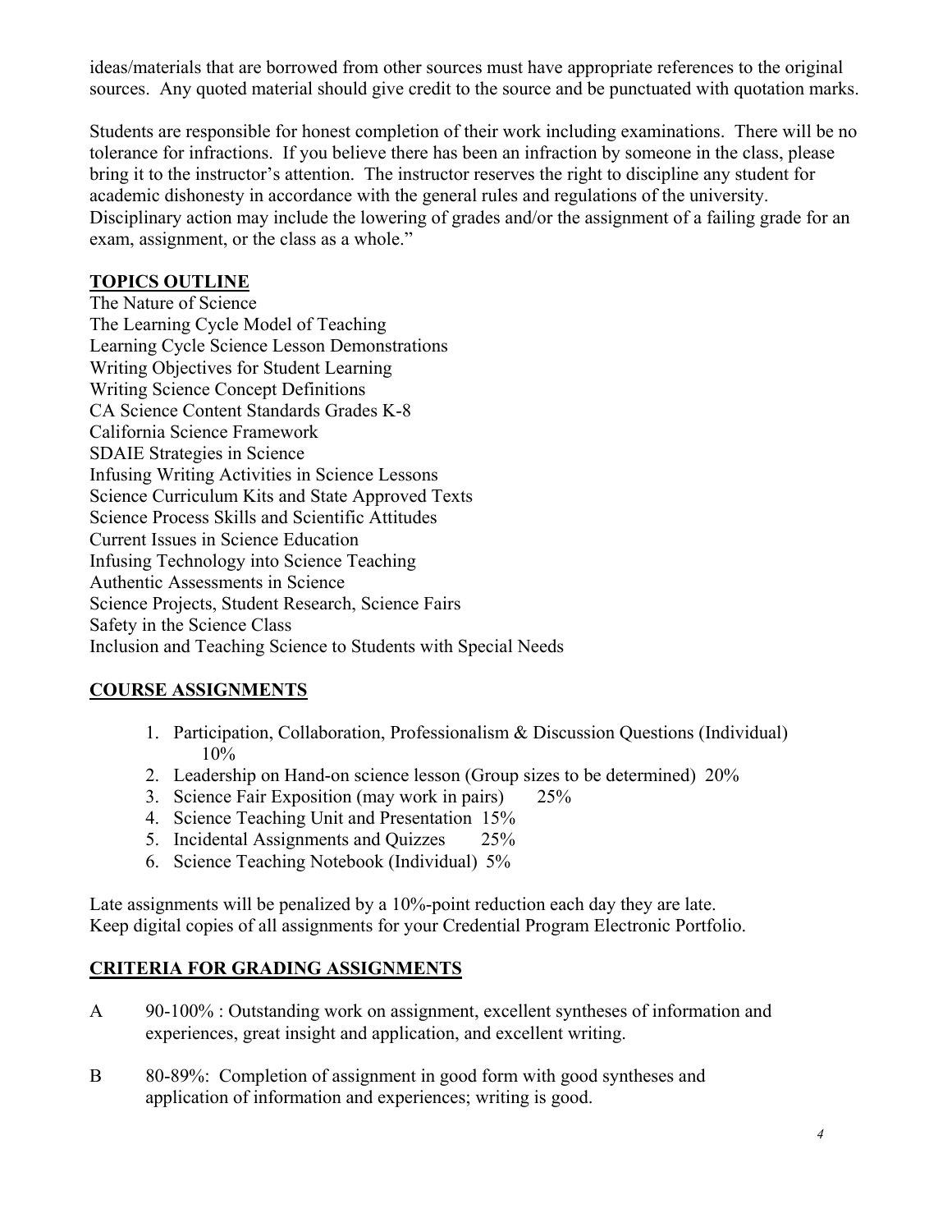ideas/materials that are borrowed from other sources must have appropriate references to the original sources. Any quoted material should give credit to the source and be punctuated with quotation marks.

Students are responsible for honest completion of their work including examinations. There will be no tolerance for infractions. If you believe there has been an infraction by someone in the class, please bring it to the instructor's attention. The instructor reserves the right to discipline any student for academic dishonesty in accordance with the general rules and regulations of the university. Disciplinary action may include the lowering of grades and/or the assignment of a failing grade for an exam, assignment, or the class as a whole."

## TOPICS OUTLINE

The Nature of Science
The Learning Cycle Model of Teaching
Learning Cycle Science Lesson Demonstrations
Writing Objectives for Student Learning
Writing Science Concept Definitions
CA Science Content Standards Grades K-8
California Science Framework
SDAIE Strategies in Science
Infusing Writing Activities in Science Lessons
Science Curriculum Kits and State Approved Texts
Science Process Skills and Scientific Attitudes
Current Issues in Science Education
Infusing Technology into Science Teaching
Authentic Assessments in Science
Science Projects, Student Research, Science Fairs
Safety in the Science Class
Inclusion and Teaching Science to Students with Special Needs

## COURSE ASSIGNMENTS

1. Participation, Collaboration, Professionalism & Discussion Questions (Individual) 10%
2. Leadership on Hand-on science lesson (Group sizes to be determined) 20%
3. Science Fair Exposition (may work in pairs) 25%
4. Science Teaching Unit and Presentation 15%
5. Incidental Assignments and Quizzes 25%
6. Science Teaching Notebook (Individual) 5%

Late assignments will be penalized by a 10%-point reduction each day they are late.
Keep digital copies of all assignments for your Credential Program Electronic Portfolio.

## CRITERIA FOR GRADING ASSIGNMENTS

A 90-100% : Outstanding work on assignment, excellent syntheses of information and experiences, great insight and application, and excellent writing.

B 80-89%: Completion of assignment in good form with good syntheses and application of information and experiences; writing is good.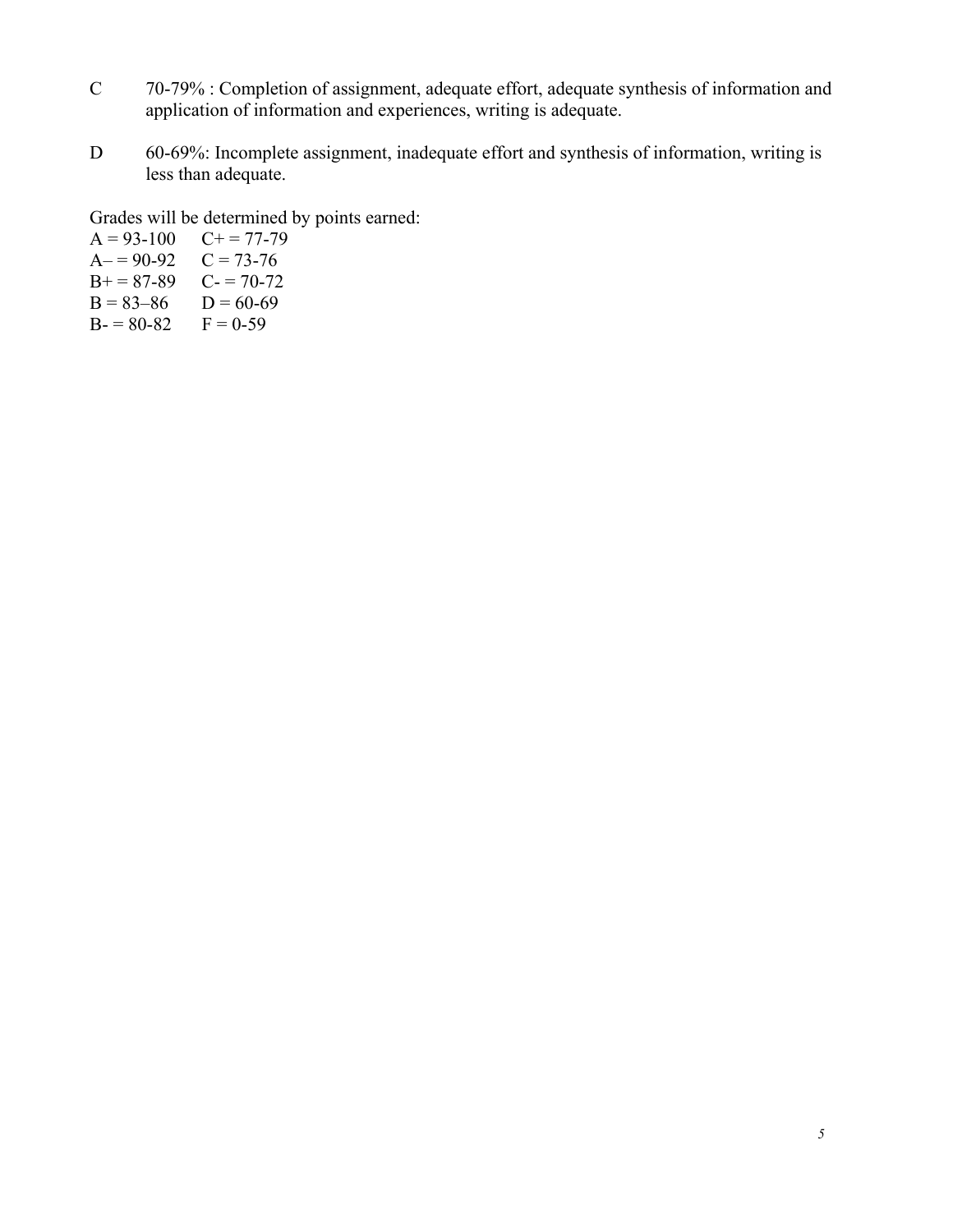C 70-79% : Completion of assignment, adequate effort, adequate synthesis of information and application of information and experiences, writing is adequate.

D 60-69%: Incomplete assignment, inadequate effort and synthesis of information, writing is less than adequate.

Grades will be determined by points earned:

| | |
|---|---|
| A = 93-100 | C+ = 77-79 |
| A– = 90-92 | C = 73-76 |
| B+ = 87-89 | C- = 70-72 |
| B = 83–86 | D = 60-69 |
| B- = 80-82 | F = 0-59 |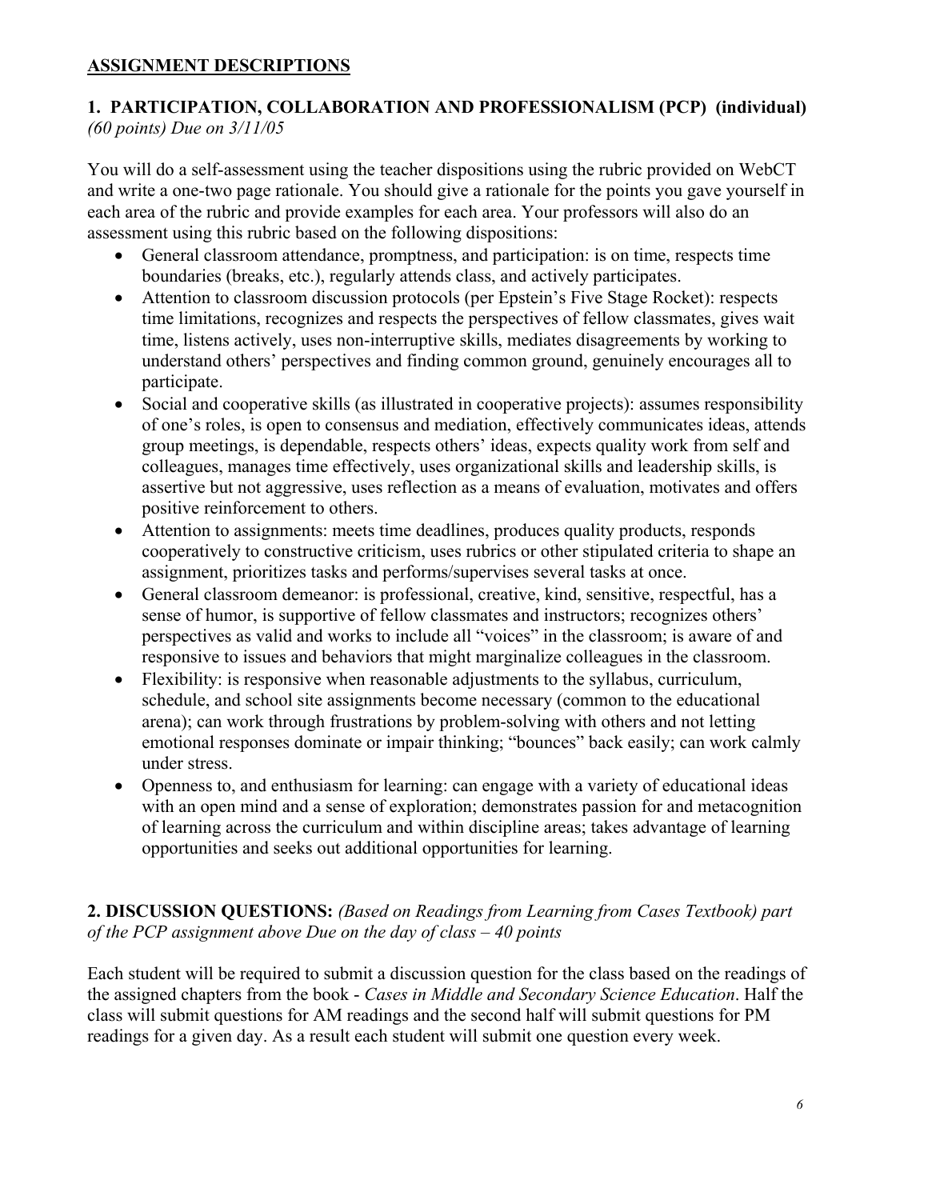## ASSIGNMENT DESCRIPTIONS

### 1. PARTICIPATION, COLLABORATION AND PROFESSIONALISM (PCP) (individual)

*(60 points) Due on 3/11/05*

You will do a self-assessment using the teacher dispositions using the rubric provided on WebCT and write a one-two page rationale. You should give a rationale for the points you gave yourself in each area of the rubric and provide examples for each area. Your professors will also do an assessment using this rubric based on the following dispositions:

- General classroom attendance, promptness, and participation: is on time, respects time boundaries (breaks, etc.), regularly attends class, and actively participates.
- Attention to classroom discussion protocols (per Epstein's Five Stage Rocket): respects time limitations, recognizes and respects the perspectives of fellow classmates, gives wait time, listens actively, uses non-interruptive skills, mediates disagreements by working to understand others' perspectives and finding common ground, genuinely encourages all to participate.
- Social and cooperative skills (as illustrated in cooperative projects): assumes responsibility of one's roles, is open to consensus and mediation, effectively communicates ideas, attends group meetings, is dependable, respects others' ideas, expects quality work from self and colleagues, manages time effectively, uses organizational skills and leadership skills, is assertive but not aggressive, uses reflection as a means of evaluation, motivates and offers positive reinforcement to others.
- Attention to assignments: meets time deadlines, produces quality products, responds cooperatively to constructive criticism, uses rubrics or other stipulated criteria to shape an assignment, prioritizes tasks and performs/supervises several tasks at once.
- General classroom demeanor: is professional, creative, kind, sensitive, respectful, has a sense of humor, is supportive of fellow classmates and instructors; recognizes others' perspectives as valid and works to include all "voices" in the classroom; is aware of and responsive to issues and behaviors that might marginalize colleagues in the classroom.
- Flexibility: is responsive when reasonable adjustments to the syllabus, curriculum, schedule, and school site assignments become necessary (common to the educational arena); can work through frustrations by problem-solving with others and not letting emotional responses dominate or impair thinking; "bounces" back easily; can work calmly under stress.
- Openness to, and enthusiasm for learning: can engage with a variety of educational ideas with an open mind and a sense of exploration; demonstrates passion for and metacognition of learning across the curriculum and within discipline areas; takes advantage of learning opportunities and seeks out additional opportunities for learning.

### 2. DISCUSSION QUESTIONS: *(Based on Readings from Learning from Cases Textbook) part of the PCP assignment above Due on the day of class – 40 points*

Each student will be required to submit a discussion question for the class based on the readings of the assigned chapters from the book - *Cases in Middle and Secondary Science Education*. Half the class will submit questions for AM readings and the second half will submit questions for PM readings for a given day. As a result each student will submit one question every week.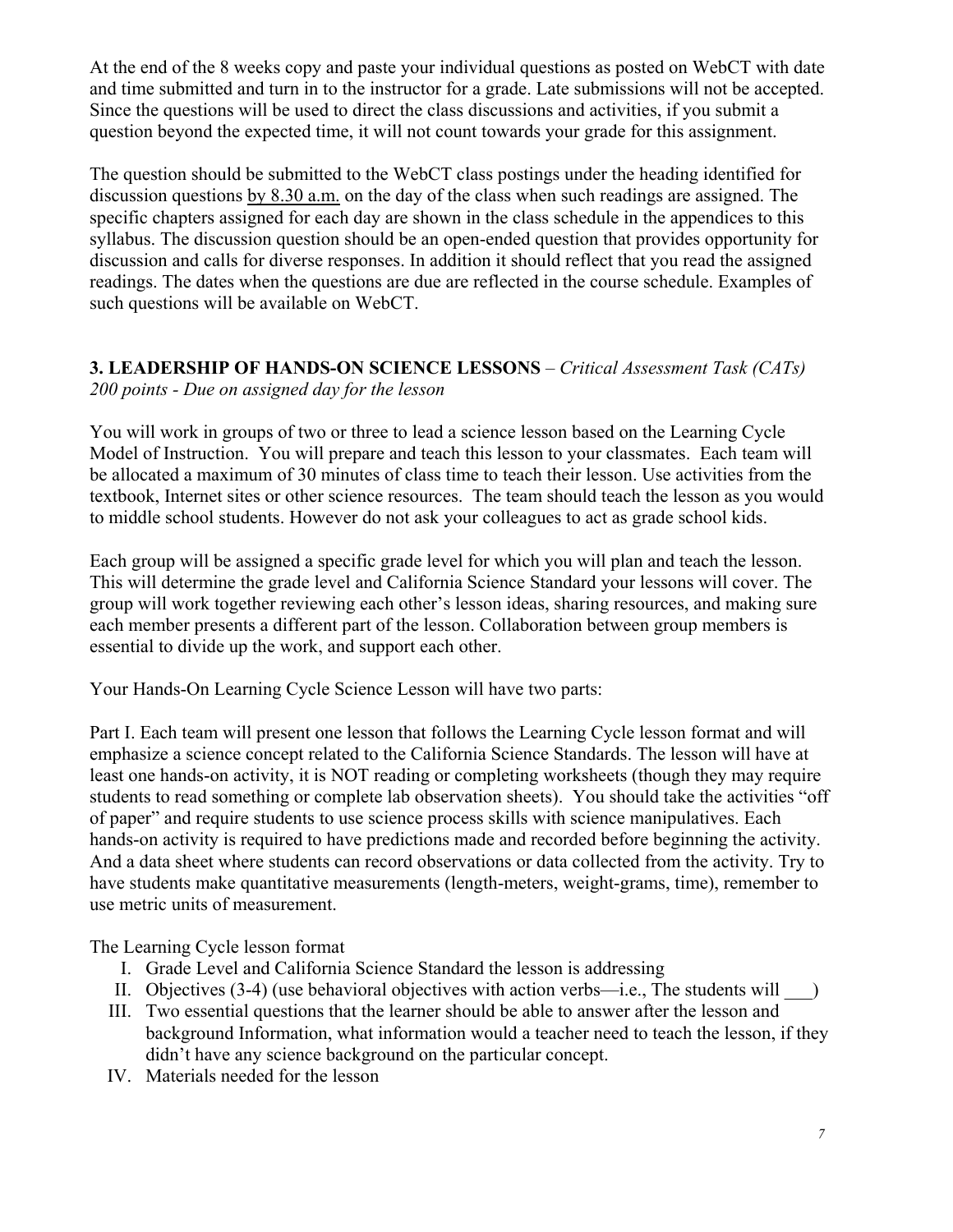At the end of the 8 weeks copy and paste your individual questions as posted on WebCT with date and time submitted and turn in to the instructor for a grade. Late submissions will not be accepted. Since the questions will be used to direct the class discussions and activities, if you submit a question beyond the expected time, it will not count towards your grade for this assignment.

The question should be submitted to the WebCT class postings under the heading identified for discussion questions by 8.30 a.m. on the day of the class when such readings are assigned. The specific chapters assigned for each day are shown in the class schedule in the appendices to this syllabus. The discussion question should be an open-ended question that provides opportunity for discussion and calls for diverse responses. In addition it should reflect that you read the assigned readings. The dates when the questions are due are reflected in the course schedule. Examples of such questions will be available on WebCT.

### 3. LEADERSHIP OF HANDS-ON SCIENCE LESSONS – *Critical Assessment Task (CATs)*

*200 points - Due on assigned day for the lesson*

You will work in groups of two or three to lead a science lesson based on the Learning Cycle Model of Instruction. You will prepare and teach this lesson to your classmates. Each team will be allocated a maximum of 30 minutes of class time to teach their lesson. Use activities from the textbook, Internet sites or other science resources. The team should teach the lesson as you would to middle school students. However do not ask your colleagues to act as grade school kids.

Each group will be assigned a specific grade level for which you will plan and teach the lesson. This will determine the grade level and California Science Standard your lessons will cover. The group will work together reviewing each other's lesson ideas, sharing resources, and making sure each member presents a different part of the lesson. Collaboration between group members is essential to divide up the work, and support each other.

Your Hands-On Learning Cycle Science Lesson will have two parts:

Part I. Each team will present one lesson that follows the Learning Cycle lesson format and will emphasize a science concept related to the California Science Standards. The lesson will have at least one hands-on activity, it is NOT reading or completing worksheets (though they may require students to read something or complete lab observation sheets). You should take the activities "off of paper" and require students to use science process skills with science manipulatives. Each hands-on activity is required to have predictions made and recorded before beginning the activity. And a data sheet where students can record observations or data collected from the activity. Try to have students make quantitative measurements (length-meters, weight-grams, time), remember to use metric units of measurement.

The Learning Cycle lesson format

I. Grade Level and California Science Standard the lesson is addressing
II. Objectives (3-4) (use behavioral objectives with action verbs—i.e., The students will ___)
III. Two essential questions that the learner should be able to answer after the lesson and background Information, what information would a teacher need to teach the lesson, if they didn't have any science background on the particular concept.
IV. Materials needed for the lesson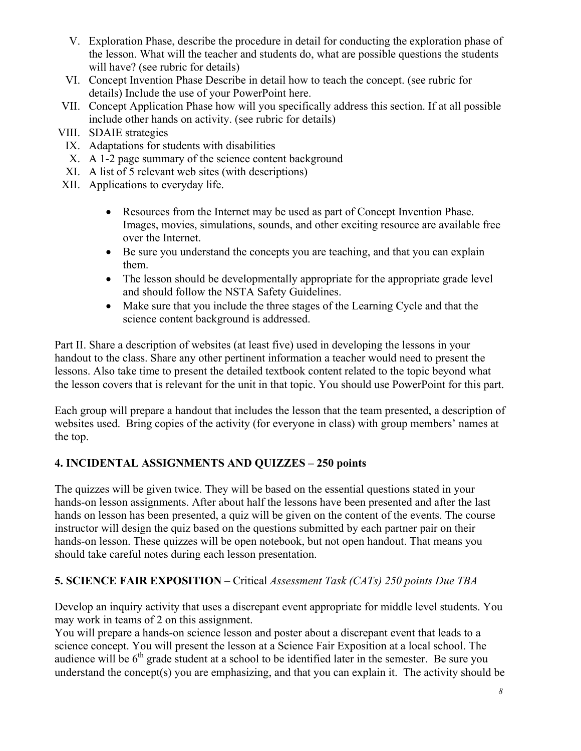V. Exploration Phase, describe the procedure in detail for conducting the exploration phase of the lesson. What will the teacher and students do, what are possible questions the students will have? (see rubric for details)
VI. Concept Invention Phase Describe in detail how to teach the concept. (see rubric for details) Include the use of your PowerPoint here.
VII. Concept Application Phase how will you specifically address this section. If at all possible include other hands on activity. (see rubric for details)
VIII. SDAIE strategies
IX. Adaptations for students with disabilities
X. A 1-2 page summary of the science content background
XI. A list of 5 relevant web sites (with descriptions)
XII. Applications to everyday life.

- Resources from the Internet may be used as part of Concept Invention Phase. Images, movies, simulations, sounds, and other exciting resource are available free over the Internet.
- Be sure you understand the concepts you are teaching, and that you can explain them.
- The lesson should be developmentally appropriate for the appropriate grade level and should follow the NSTA Safety Guidelines.
- Make sure that you include the three stages of the Learning Cycle and that the science content background is addressed.

Part II. Share a description of websites (at least five) used in developing the lessons in your handout to the class. Share any other pertinent information a teacher would need to present the lessons. Also take time to present the detailed textbook content related to the topic beyond what the lesson covers that is relevant for the unit in that topic. You should use PowerPoint for this part.

Each group will prepare a handout that includes the lesson that the team presented, a description of websites used. Bring copies of the activity (for everyone in class) with group members' names at the top.

## 4. INCIDENTAL ASSIGNMENTS AND QUIZZES – 250 points

The quizzes will be given twice. They will be based on the essential questions stated in your hands-on lesson assignments. After about half the lessons have been presented and after the last hands on lesson has been presented, a quiz will be given on the content of the events. The course instructor will design the quiz based on the questions submitted by each partner pair on their hands-on lesson. These quizzes will be open notebook, but not open handout. That means you should take careful notes during each lesson presentation.

## 5. SCIENCE FAIR EXPOSITION – Critical *Assessment Task (CATs) 250 points Due TBA*

Develop an inquiry activity that uses a discrepant event appropriate for middle level students. You may work in teams of 2 on this assignment.
You will prepare a hands-on science lesson and poster about a discrepant event that leads to a science concept. You will present the lesson at a Science Fair Exposition at a local school. The audience will be 6th grade student at a school to be identified later in the semester. Be sure you understand the concept(s) you are emphasizing, and that you can explain it. The activity should be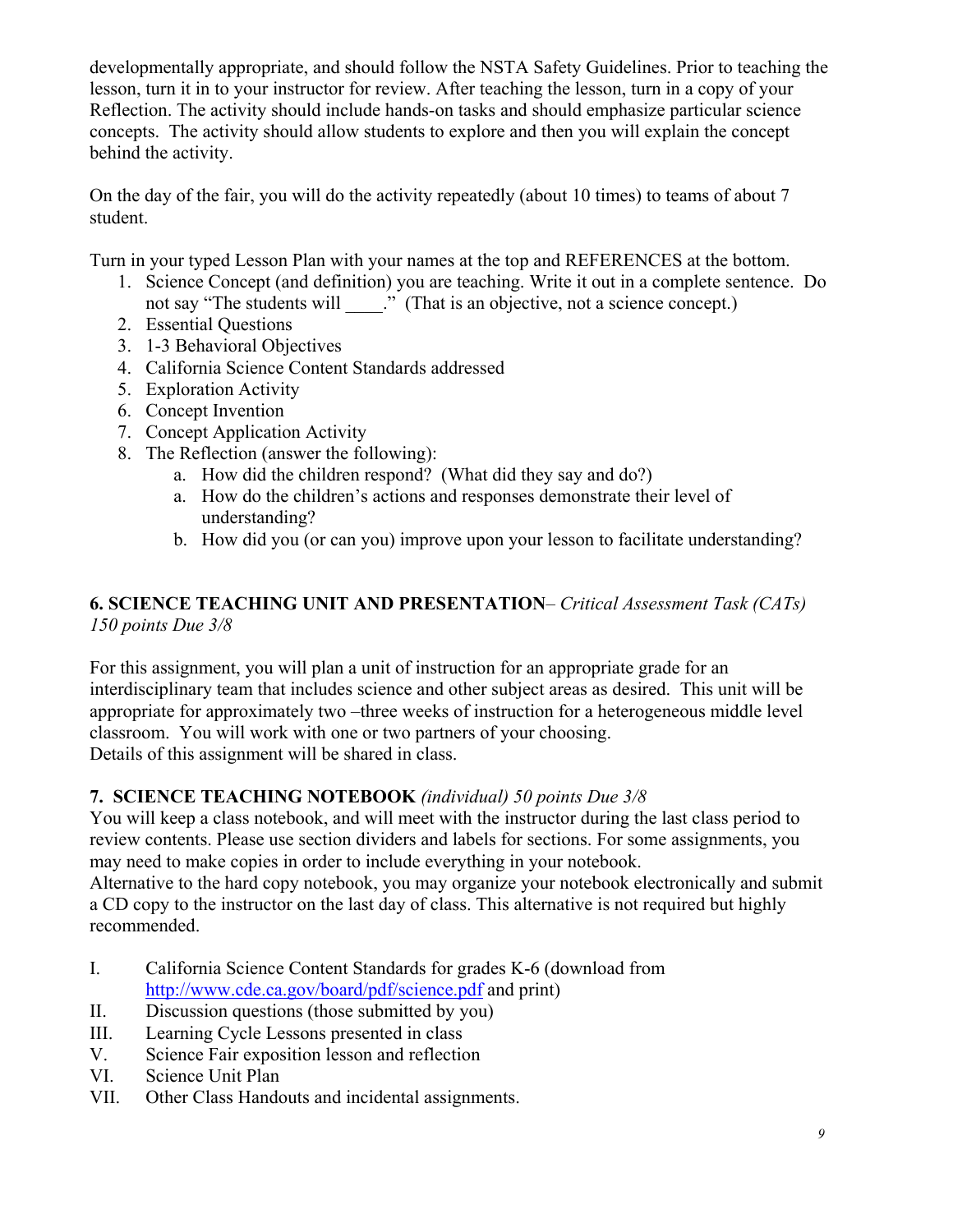developmentally appropriate, and should follow the NSTA Safety Guidelines. Prior to teaching the lesson, turn it in to your instructor for review. After teaching the lesson, turn in a copy of your Reflection. The activity should include hands-on tasks and should emphasize particular science concepts. The activity should allow students to explore and then you will explain the concept behind the activity.

On the day of the fair, you will do the activity repeatedly (about 10 times) to teams of about 7 student.

Turn in your typed Lesson Plan with your names at the top and REFERENCES at the bottom.

1. Science Concept (and definition) you are teaching. Write it out in a complete sentence. Do not say "The students will ____." (That is an objective, not a science concept.)
2. Essential Questions
3. 1-3 Behavioral Objectives
4. California Science Content Standards addressed
5. Exploration Activity
6. Concept Invention
7. Concept Application Activity
8. The Reflection (answer the following):
    a. How did the children respond? (What did they say and do?)
    a. How do the children's actions and responses demonstrate their level of understanding?
    b. How did you (or can you) improve upon your lesson to facilitate understanding?

**6. SCIENCE TEACHING UNIT AND PRESENTATION**– *Critical Assessment Task (CATs) 150 points Due 3/8*

For this assignment, you will plan a unit of instruction for an appropriate grade for an interdisciplinary team that includes science and other subject areas as desired. This unit will be appropriate for approximately two –three weeks of instruction for a heterogeneous middle level classroom. You will work with one or two partners of your choosing.
Details of this assignment will be shared in class.

**7. SCIENCE TEACHING NOTEBOOK** *(individual) 50 points Due 3/8*
You will keep a class notebook, and will meet with the instructor during the last class period to review contents. Please use section dividers and labels for sections. For some assignments, you may need to make copies in order to include everything in your notebook.
Alternative to the hard copy notebook, you may organize your notebook electronically and submit a CD copy to the instructor on the last day of class. This alternative is not required but highly recommended.

I. California Science Content Standards for grades K-6 (download from http://www.cde.ca.gov/board/pdf/science.pdf and print)
II. Discussion questions (those submitted by you)
III. Learning Cycle Lessons presented in class
V. Science Fair exposition lesson and reflection
VI. Science Unit Plan
VII. Other Class Handouts and incidental assignments.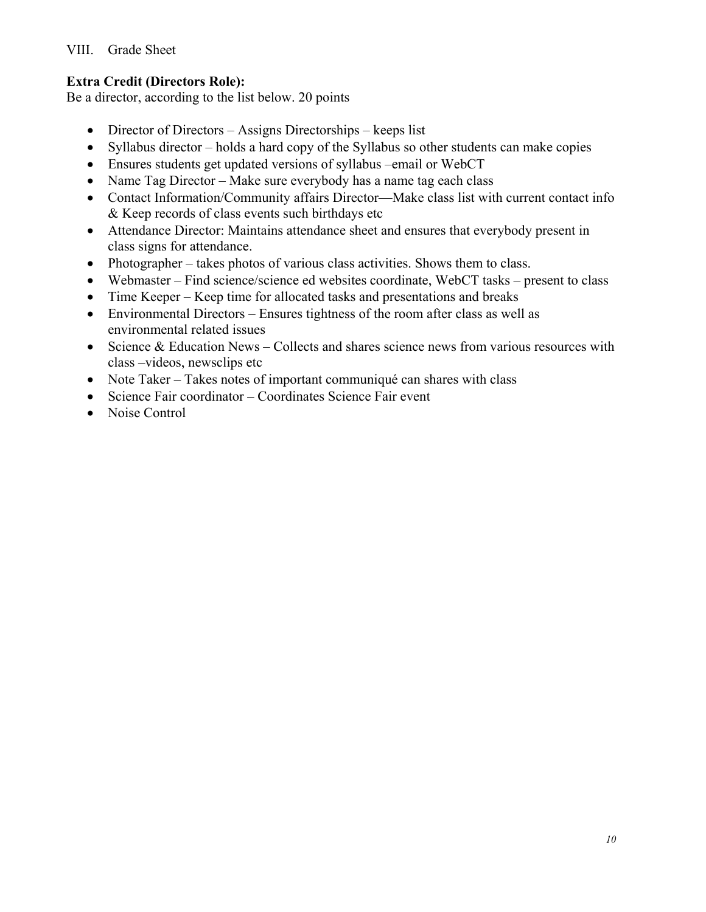VIII. Grade Sheet

**Extra Credit (Directors Role):**
Be a director, according to the list below. 20 points

- Director of Directors – Assigns Directorships – keeps list
- Syllabus director – holds a hard copy of the Syllabus so other students can make copies
- Ensures students get updated versions of syllabus –email or WebCT
- Name Tag Director – Make sure everybody has a name tag each class
- Contact Information/Community affairs Director—Make class list with current contact info & Keep records of class events such birthdays etc
- Attendance Director: Maintains attendance sheet and ensures that everybody present in class signs for attendance.
- Photographer – takes photos of various class activities. Shows them to class.
- Webmaster – Find science/science ed websites coordinate, WebCT tasks – present to class
- Time Keeper – Keep time for allocated tasks and presentations and breaks
- Environmental Directors – Ensures tightness of the room after class as well as environmental related issues
- Science & Education News – Collects and shares science news from various resources with class –videos, newsclips etc
- Note Taker – Takes notes of important communiqué can shares with class
- Science Fair coordinator – Coordinates Science Fair event
- Noise Control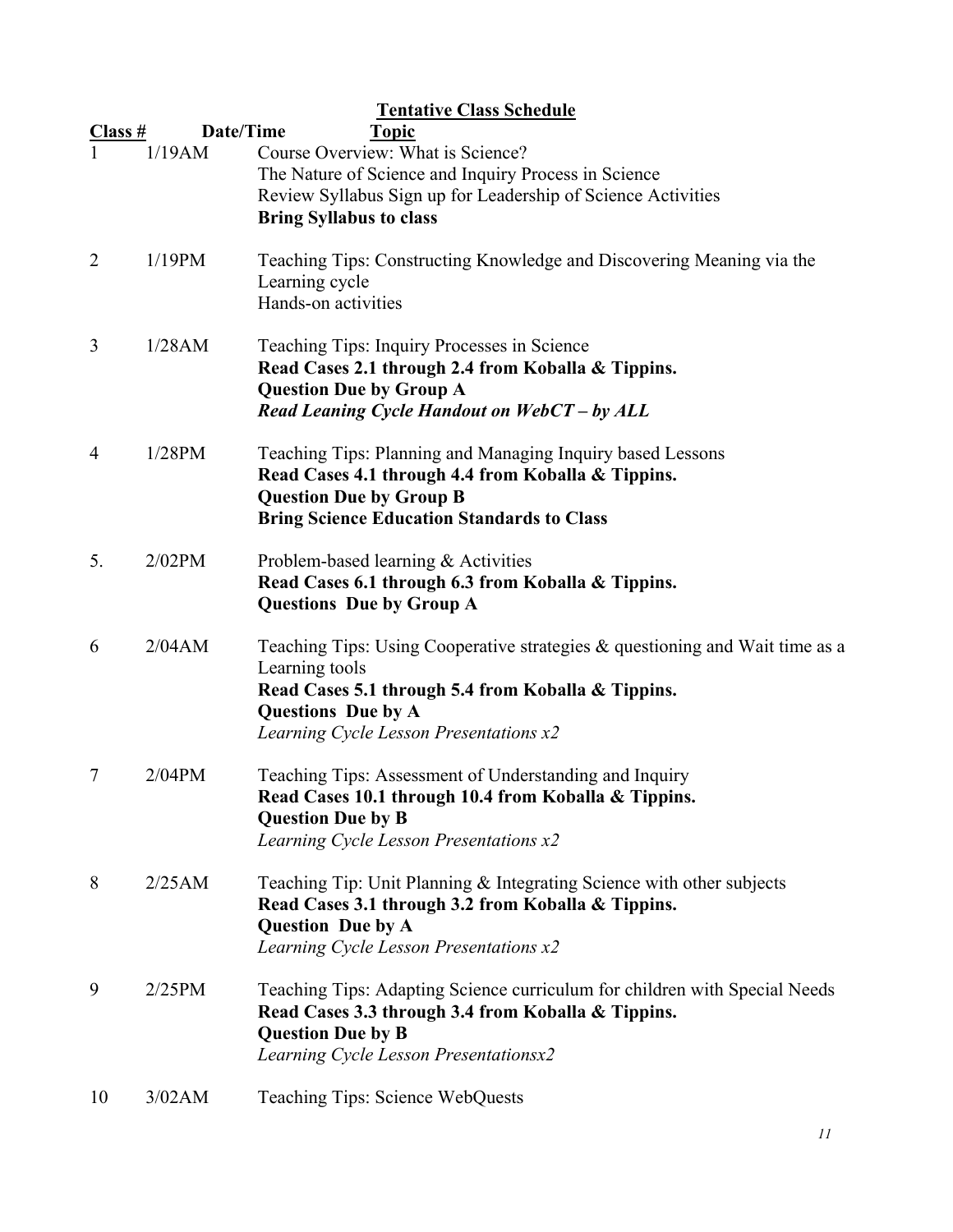## Tentative Class Schedule

| Class # | Date/Time | Topic |
|---|---|---|
| 1 | 1/19AM | Course Overview: What is Science?<br>The Nature of Science and Inquiry Process in Science<br>Review Syllabus Sign up for Leadership of Science Activities<br>**Bring Syllabus to class** |
| 2 | 1/19PM | Teaching Tips: Constructing Knowledge and Discovering Meaning via the Learning cycle<br>Hands-on activities |
| 3 | 1/28AM | Teaching Tips: Inquiry Processes in Science<br>**Read Cases 2.1 through 2.4 from Koballa & Tippins.**<br>**Question Due by Group A**<br>***Read Leaning Cycle Handout on WebCT – by ALL*** |
| 4 | 1/28PM | Teaching Tips: Planning and Managing Inquiry based Lessons<br>**Read Cases 4.1 through 4.4 from Koballa & Tippins.**<br>**Question Due by Group B**<br>**Bring Science Education Standards to Class** |
| 5. | 2/02PM | Problem-based learning & Activities<br>**Read Cases 6.1 through 6.3 from Koballa & Tippins.**<br>**Questions Due by Group A** |
| 6 | 2/04AM | Teaching Tips: Using Cooperative strategies & questioning and Wait time as a Learning tools<br>**Read Cases 5.1 through 5.4 from Koballa & Tippins.**<br>**Questions Due by A**<br>*Learning Cycle Lesson Presentations x2* |
| 7 | 2/04PM | Teaching Tips: Assessment of Understanding and Inquiry<br>**Read Cases 10.1 through 10.4 from Koballa & Tippins.**<br>**Question Due by B**<br>*Learning Cycle Lesson Presentations x2* |
| 8 | 2/25AM | Teaching Tip: Unit Planning & Integrating Science with other subjects<br>**Read Cases 3.1 through 3.2 from Koballa & Tippins.**<br>**Question Due by A**<br>*Learning Cycle Lesson Presentations x2* |
| 9 | 2/25PM | Teaching Tips: Adapting Science curriculum for children with Special Needs<br>**Read Cases 3.3 through 3.4 from Koballa & Tippins.**<br>**Question Due by B**<br>*Learning Cycle Lesson Presentationsx2* |
| 10 | 3/02AM | Teaching Tips: Science WebQuests |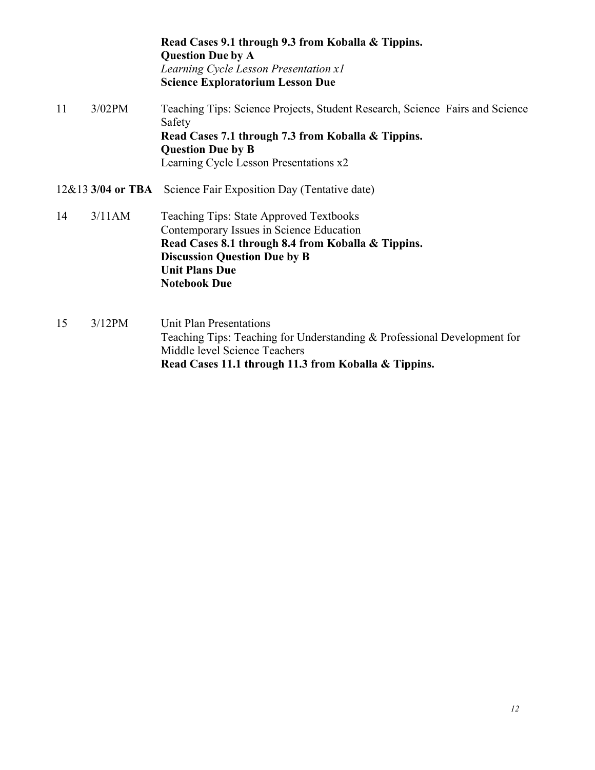| | | |
|---|---|---|
| | | **Read Cases 9.1 through 9.3 from Koballa & Tippins.** |
| | | **Question Due by A** |
| | | *Learning Cycle Lesson Presentation x1* |
| | | **Science Exploratorium Lesson Due** |
| 11 | 3/02PM | Teaching Tips: Science Projects, Student Research, Science Fairs and Science Safety |
| | | **Read Cases 7.1 through 7.3 from Koballa & Tippins.** |
| | | **Question Due by B** |
| | | Learning Cycle Lesson Presentations x2 |
| 12&13 | **3/04 or TBA** | Science Fair Exposition Day (Tentative date) |
| 14 | 3/11AM | Teaching Tips: State Approved Textbooks |
| | | Contemporary Issues in Science Education |
| | | **Read Cases 8.1 through 8.4 from Koballa & Tippins.** |
| | | **Discussion Question Due by B** |
| | | **Unit Plans Due** |
| | | **Notebook Due** |
| 15 | 3/12PM | Unit Plan Presentations |
| | | Teaching Tips: Teaching for Understanding & Professional Development for Middle level Science Teachers |
| | | **Read Cases 11.1 through 11.3 from Koballa & Tippins.** |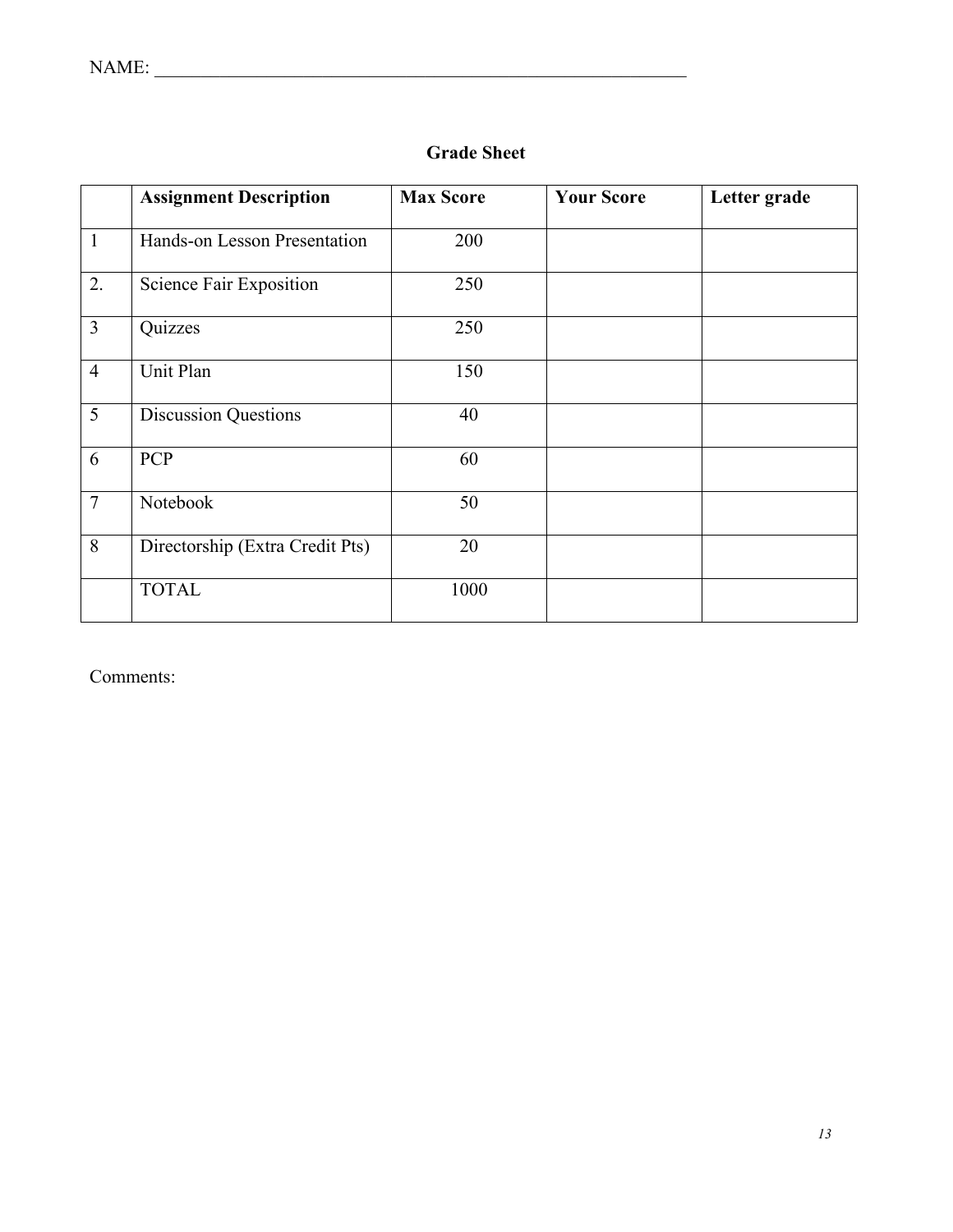NAME: ____________________________________________________________

**Grade Sheet**

| | Assignment Description | Max Score | Your Score | Letter grade |
|---|---|---|---|---|
| 1 | Hands-on Lesson Presentation | 200 | | |
| 2. | Science Fair Exposition | 250 | | |
| 3 | Quizzes | 250 | | |
| 4 | Unit Plan | 150 | | |
| 5 | Discussion Questions | 40 | | |
| 6 | PCP | 60 | | |
| 7 | Notebook | 50 | | |
| 8 | Directorship (Extra Credit Pts) | 20 | | |
| | TOTAL | 1000 | | |

Comments: